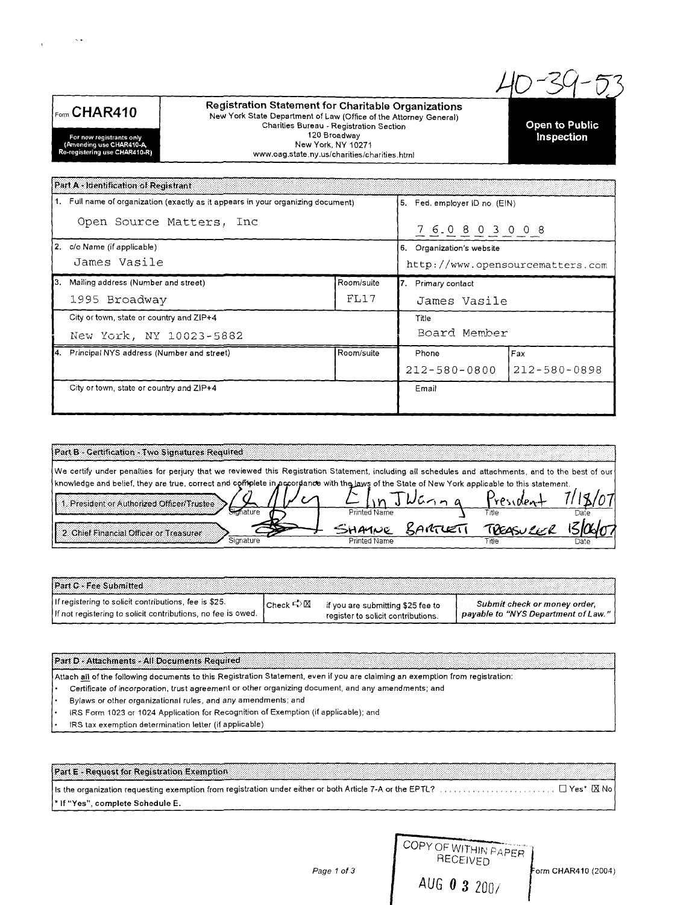40-39-53

**Form CHAR410**

For new registrants only (Amending use CHAR410-A, Re-registering use CHAR410-R)

# Registration Statement for Charitable Organizations

New York State Department of Law (Office of the Attorney General)
Charities Bureau - Registration Section
120 Broadway
New York, NY 10271
www.oag.state.ny.us/charities/charities.html

**Open to Public Inspection**

## Part A - Identification of Registrant

| | | |
|---|---|---|
| 1. Full name of organization (exactly as it appears in your organizing document)<br>Open Source Matters, Inc | | 5. Fed. employer ID no. (EIN)<br>76-0803008 |
| 2. c/o Name (if applicable)<br>James Vasile | | 6. Organization's website<br>http://www.opensourcematters.com |
| 3. Mailing address (Number and street)<br>1995 Broadway | Room/suite<br>FL17 | 7. Primary contact<br>James Vasile |
| City or town, state or country and ZIP+4<br>New York, NY 10023-5882 | | Title<br>Board Member |
| 4. Principal NYS address (Number and street) | Room/suite | Phone: 212-580-0800 / Fax: 212-580-0898 |
| City or town, state or country and ZIP+4 | | Email |

## Part B - Certification - Two Signatures Required

We certify under penalties for perjury that we reviewed this Registration Statement, including all schedules and attachments, and to the best of our knowledge and belief, they are true, correct and complete in accordance with the laws of the State of New York applicable to this statement.

| | Signature | Printed Name | Title | Date |
|---|---|---|---|---|
| 1. President or Authorized Officer/Trustee | [signature] | Elin Waring | President | 7/18/07 |
| 2. Chief Financial Officer or Treasurer | [signature] | Shayne Bartlett | Treasurer | 13/06/07 |

## Part C - Fee Submitted

| | | | |
|---|---|---|---|
| If registering to solicit contributions, fee is $25.<br>If not registering to solicit contributions, no fee is owed. | Check ☒ | if you are submitting $25 fee to register to solicit contributions. | *Submit check or money order, payable to "NYS Department of Law."* |

## Part D - Attachments - All Documents Required

Attach **all** of the following documents to this Registration Statement, even if you are claiming an exemption from registration:

- Certificate of incorporation, trust agreement or other organizing document, and any amendments; and
- Bylaws or other organizational rules, and any amendments; and
- IRS Form 1023 or 1024 Application for Recognition of Exemption (if applicable); and
- IRS tax exemption determination letter (if applicable)

## Part E - Request for Registration Exemption

Is the organization requesting exemption from registration under either or both Article 7-A or the EPTL? ........................ ☐ Yes* ☒ No

**\* If "Yes", complete Schedule E.**

COPY OF WITHIN PAPER RECEIVED
AUG 03 2007

Form CHAR410 (2004)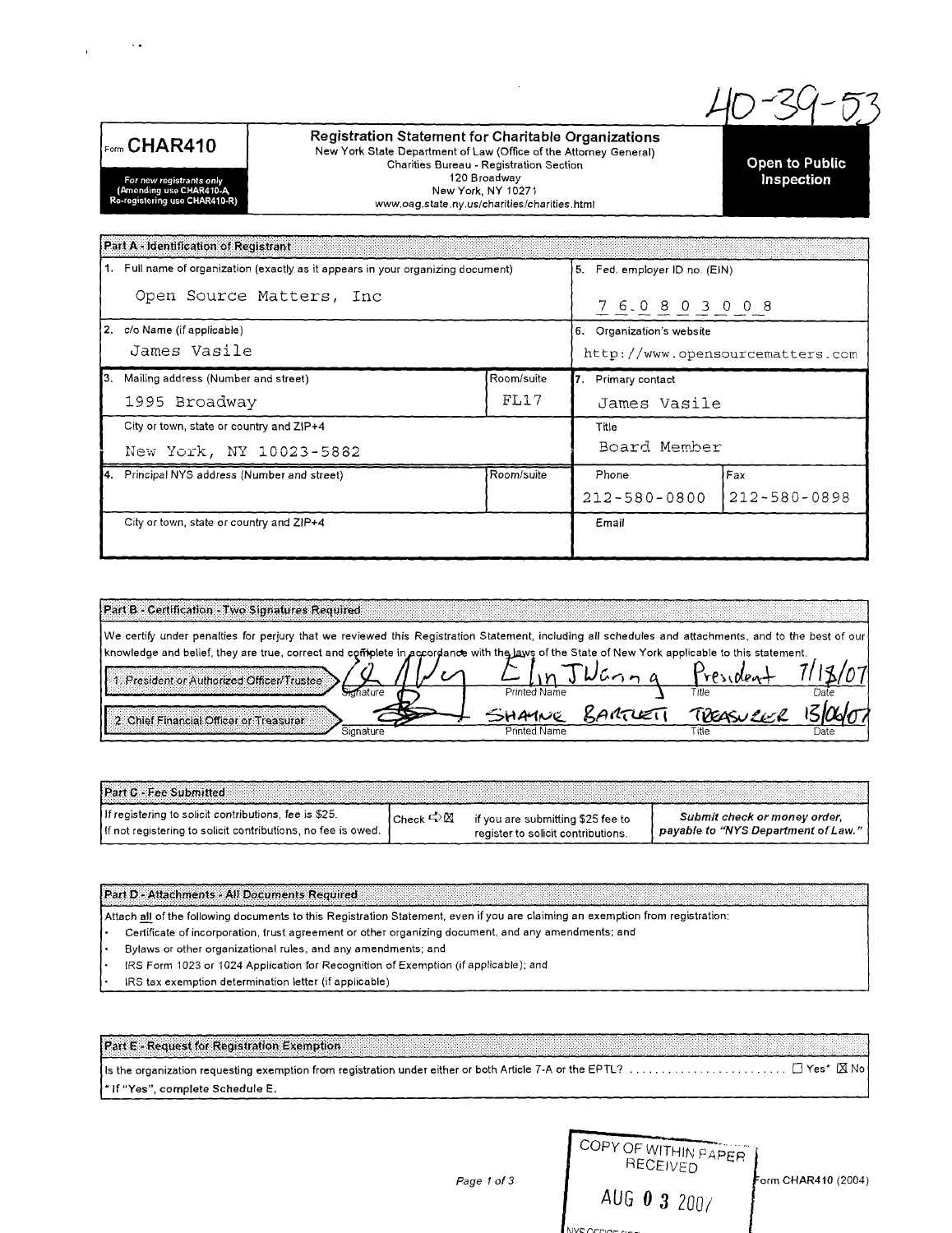40-39-53

**Form CHAR410**

For new registrants only
(Amending use CHAR410-A
Re-registering use CHAR410-R)

## Registration Statement for Charitable Organizations

New York State Department of Law (Office of the Attorney General)
Charities Bureau - Registration Section
120 Broadway
New York, NY 10271
www.oag.state.ny.us/charities/charities.html

**Open to Public Inspection**

### Part A - Identification of Registrant

| | | |
|---|---|---|
| 1. Full name of organization (exactly as it appears in your organizing document): Open Source Matters, Inc | | 5. Fed. employer ID no. (EIN): 76-0803008 |
| 2. c/o Name (if applicable): James Vasile | | 6. Organization's website: http://www.opensourcematters.com |
| 3. Mailing address (Number and street): 1995 Broadway | Room/suite: FL17 | 7. Primary contact: James Vasile |
| City or town, state or country and ZIP+4: New York, NY 10023-5882 | | Title: Board Member |
| 4. Principal NYS address (Number and street): | Room/suite: | Phone: 212-580-0800 / Fax: 212-580-0898 |
| City or town, state or country and ZIP+4: | | Email: |

### Part B - Certification - Two Signatures Required

We certify under penalties for perjury that we reviewed this Registration Statement, including all schedules and attachments, and to the best of our knowledge and belief, they are true, correct and complete in accordance with the laws of the State of New York applicable to this statement.

| | Signature | Printed Name | Title | Date |
|---|---|---|---|---|
| 1. President or Authorized Officer/Trustee | [signature] | Elin Waring | President | 7/18/07 |
| 2. Chief Financial Officer or Treasurer | [signature] | Shayne Bartlett | Treasurer | 13/06/07 |

### Part C - Fee Submitted

| | | |
|---|---|---|
| If registering to solicit contributions, fee is $25. If not registering to solicit contributions, no fee is owed. | Check ☒ if you are submitting $25 fee to register to solicit contributions. | *Submit check or money order, payable to "NYS Department of Law."* |

### Part D - Attachments - All Documents Required

Attach all of the following documents to this Registration Statement, even if you are claiming an exemption from registration:

- Certificate of incorporation, trust agreement or other organizing document, and any amendments; and
- Bylaws or other organizational rules, and any amendments; and
- IRS Form 1023 or 1024 Application for Recognition of Exemption (if applicable); and
- IRS tax exemption determination letter (if applicable)

### Part E - Request for Registration Exemption

Is the organization requesting exemption from registration under either or both Article 7-A or the EPTL? ☐ Yes* ☒ No

**\* If "Yes", complete Schedule E.**

COPY OF WITHIN PAPER RECEIVED
AUG 03 2007
NYS OFFICE ...

Form CHAR410 (2004)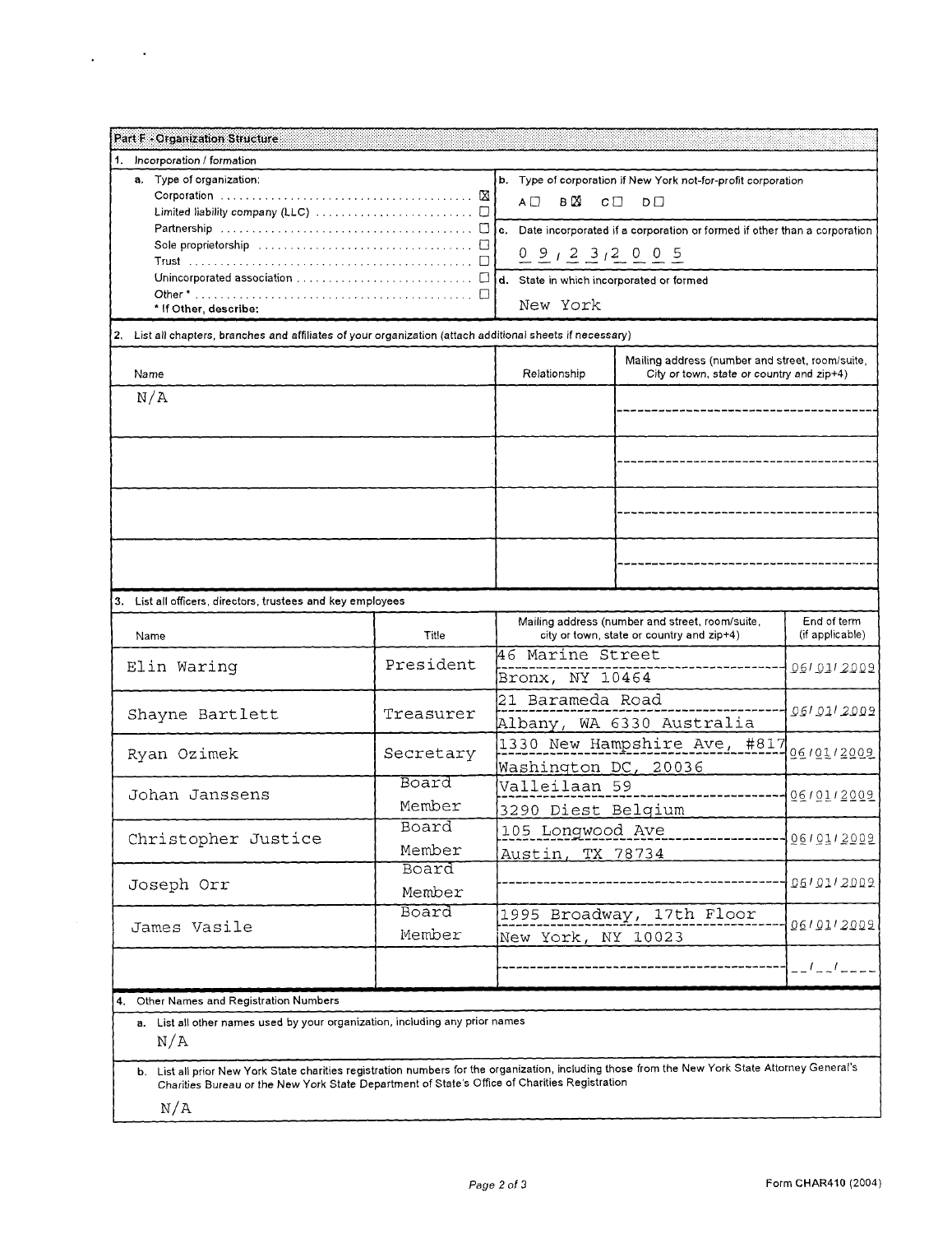## Part F - Organization Structure

### 1. Incorporation / formation

**a.** Type of organization:

- Corporation ☒
- Limited liability company (LLC) ☐
- Partnership ☐
- Sole proprietorship ☐
- Trust ☐
- Unincorporated association ☐
- Other * ☐

\* If Other, describe:

**b.** Type of corporation if New York not-for-profit corporation

A ☐ B ☒ C ☐ D ☐

**c.** Date incorporated if a corporation or formed if other than a corporation

09/23/2005

**d.** State in which incorporated or formed

New York

### 2. List all chapters, branches and affiliates of your organization (attach additional sheets if necessary)

| Name | Relationship | Mailing address (number and street, room/suite, City or town, state or country and zip+4) |
|---|---|---|
| N/A | | |
| | | |
| | | |
| | | |

### 3. List all officers, directors, trustees and key employees

| Name | Title | Mailing address (number and street, room/suite, city or town, state or country and zip+4) | End of term (if applicable) |
|---|---|---|---|
| Elin Waring | President | 46 Marine Street<br>Bronx, NY 10464 | 06/01/2009 |
| Shayne Bartlett | Treasurer | 21 Barameda Road<br>Albany, WA 6330 Australia | 06/01/2009 |
| Ryan Ozimek | Secretary | 1330 New Hampshire Ave, #817<br>Washington DC, 20036 | 06/01/2009 |
| Johan Janssens | Board Member | Valleilaan 59<br>3290 Diest Belgium | 06/01/2009 |
| Christopher Justice | Board Member | 105 Longwood Ave<br>Austin, TX 78734 | 06/01/2009 |
| Joseph Orr | Board Member | | 06/01/2009 |
| James Vasile | Board Member | 1995 Broadway, 17th Floor<br>New York, NY 10023 | 06/01/2009 |
| | | | __/__/____ |

### 4. Other Names and Registration Numbers

**a.** List all other names used by your organization, including any prior names

N/A

**b.** List all prior New York State charities registration numbers for the organization, including those from the New York State Attorney General's Charities Bureau or the New York State Department of State's Office of Charities Registration

N/A

Form CHAR410 (2004)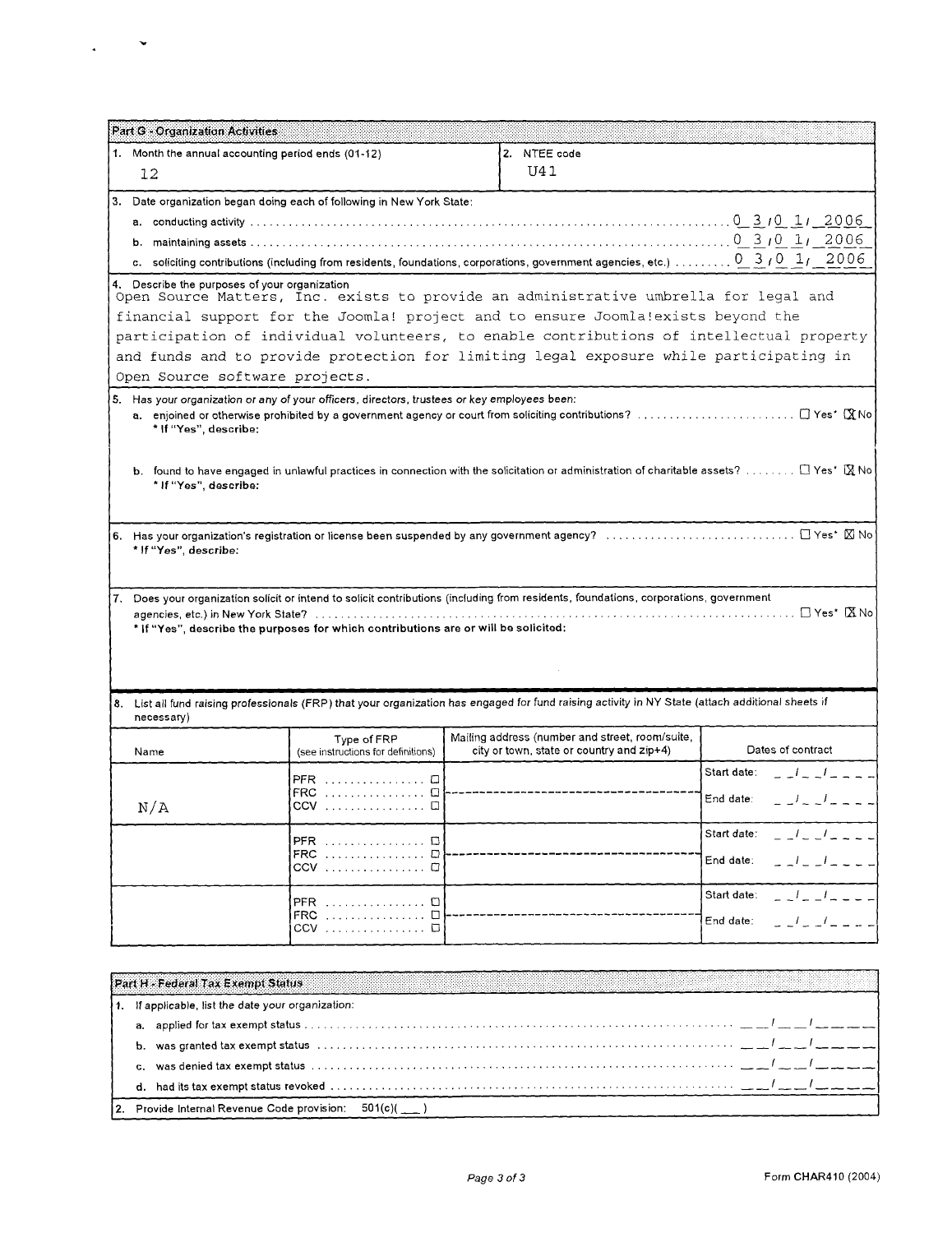## Part G - Organization Activities

1. Month the annual accounting period ends (01-12): 12
2. NTEE code: U41

3. Date organization began doing each of following in New York State:
   a. conducting activity .......... 03/01/2006
   b. maintaining assets .......... 03/01/2006
   c. soliciting contributions (including from residents, foundations, corporations, government agencies, etc.) .......... 03/01/2006

4. Describe the purposes of your organization

Open Source Matters, Inc. exists to provide an administrative umbrella for legal and financial support for the Joomla! project and to ensure Joomla!exists beyond the participation of individual volunteers, to enable contributions of intellectual property and funds and to provide protection for limiting legal exposure while participating in Open Source software projects.

5. Has your organization or any of your officers, directors, trustees or key employees been:
   a. enjoined or otherwise prohibited by a government agency or court from soliciting contributions? .......... ☐ Yes* ☒ No
      * If "Yes", describe:
   b. found to have engaged in unlawful practices in connection with the solicitation or administration of charitable assets? .......... ☐ Yes* ☒ No
      * If "Yes", describe:

6. Has your organization's registration or license been suspended by any government agency? .......... ☐ Yes* ☒ No
   * If "Yes", describe:

7. Does your organization solicit or intend to solicit contributions (including from residents, foundations, corporations, government agencies, etc.) in New York State? .......... ☐ Yes* ☒ No
   * If "Yes", describe the purposes for which contributions are or will be solicited:

8. List all fund raising professionals (FRP) that your organization has engaged for fund raising activity in NY State (attach additional sheets if necessary)

| Name | Type of FRP (see instructions for definitions) | Mailing address (number and street, room/suite, city or town, state or country and zip+4) | Dates of contract |
|---|---|---|---|
| N/A | PFR ☐ FRC ☐ CCV ☐ | | Start date: __/__/____ End date: __/__/____ |
| | PFR ☐ FRC ☐ CCV ☐ | | Start date: __/__/____ End date: __/__/____ |
| | PFR ☐ FRC ☐ CCV ☐ | | Start date: __/__/____ End date: __/__/____ |

## Part H - Federal Tax Exempt Status

1. If applicable, list the date your organization:
   a. applied for tax exempt status .......... __/__/____
   b. was granted tax exempt status .......... __/__/____
   c. was denied tax exempt status .......... __/__/____
   d. had its tax exempt status revoked .......... __/__/____
2. Provide Internal Revenue Code provision: 501(c)( ___ )

Form CHAR410 (2004)